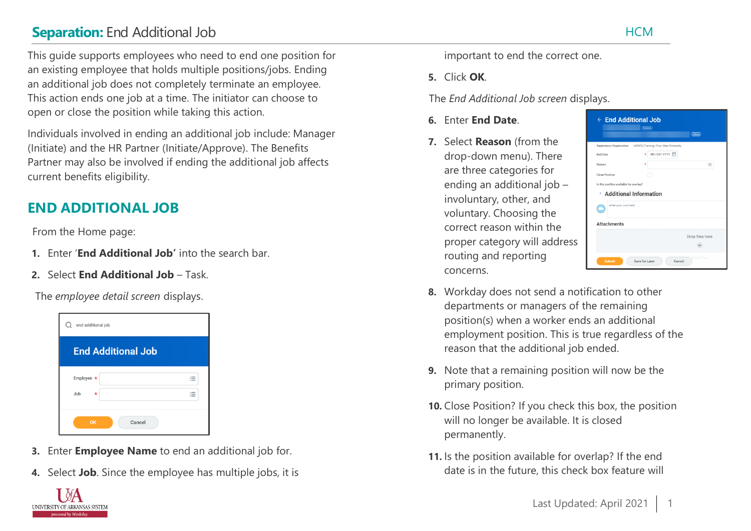# **Separation:** End Additional Job

This guide supports employees who need to end one position for an existing employee that holds multiple positions/jobs. Ending an additional job does not completely terminate an employee. This action ends one job at a time. The initiator can choose to open or close the position while taking this action.

Individuals involved in ending an additional job include: Manager (Initiate) and the HR Partner (Initiate/Approve). The Benefits Partner may also be involved if ending the additional job affects current benefits eligibility.

## END ADDITIONAL JOB

From the Home page:

1. Enter '**End Additional Job'** into the search bar.
2. Select **End Additional Job** – Task.

The *employee detail screen* displays.

3. Enter **Employee Name** to end an additional job for.
4. Select **Job**. Since the employee has multiple jobs, it is important to end the correct one.
5. Click **OK**.

The *End Additional Job screen* displays.

6. Enter **End Date**.
7. Select **Reason** (from the drop-down menu). There are three categories for ending an additional job – involuntary, other, and voluntary. Choosing the correct reason within the proper category will address routing and reporting concerns.
8. Workday does not send a notification to other departments or managers of the remaining position(s) when a worker ends an additional employment position. This is true regardless of the reason that the additional job ended.
9. Note that a remaining position will now be the primary position.
10. Close Position? If you check this box, the position will no longer be available. It is closed permanently.
11. Is the position available for overlap? If the end date is in the future, this check box feature will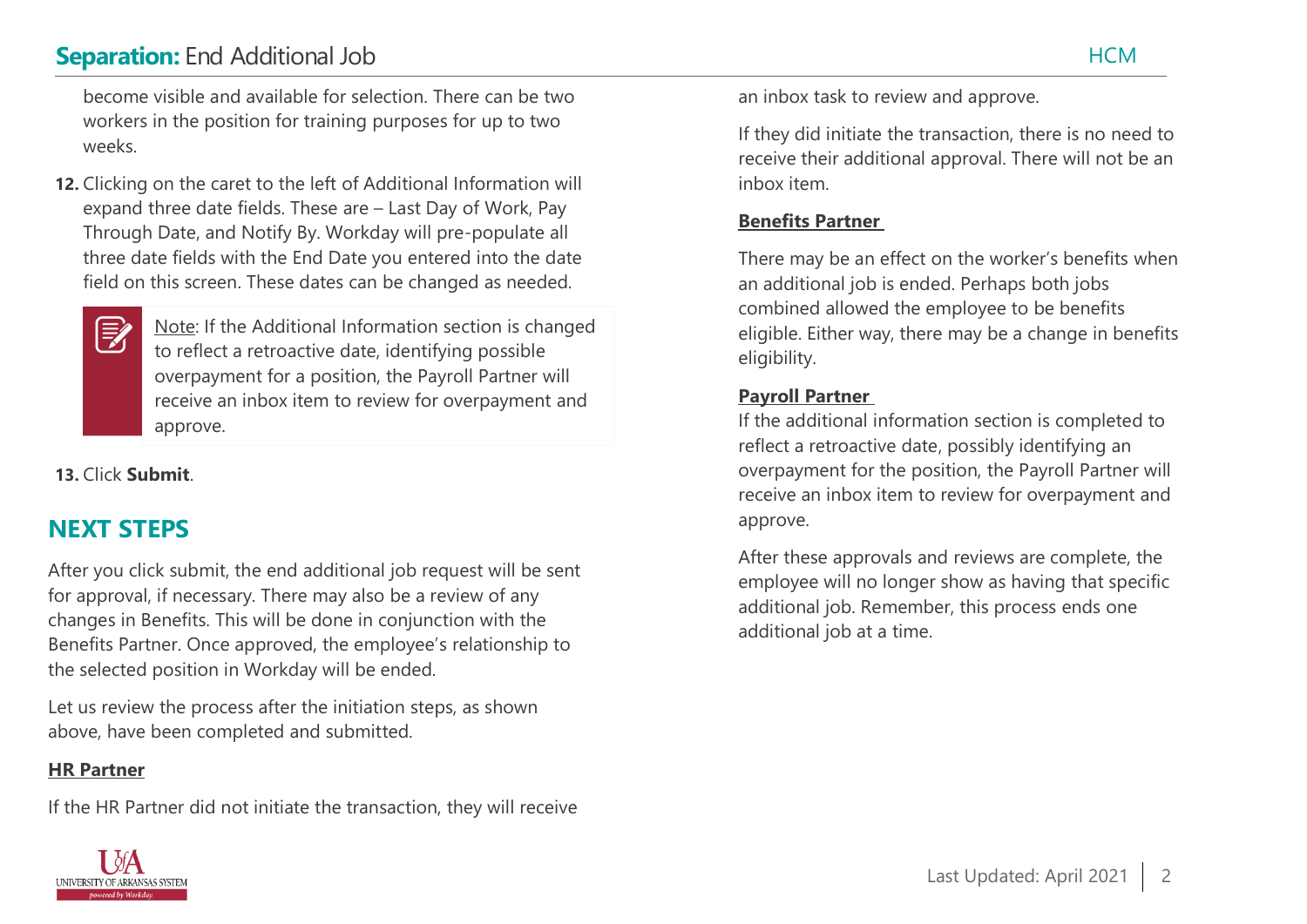become visible and available for selection. There can be two workers in the position for training purposes for up to two weeks.

12. Clicking on the caret to the left of Additional Information will expand three date fields. These are – Last Day of Work, Pay Through Date, and Notify By. Workday will pre-populate all three date fields with the End Date you entered into the date field on this screen. These dates can be changed as needed.

> Note: If the Additional Information section is changed to reflect a retroactive date, identifying possible overpayment for a position, the Payroll Partner will receive an inbox item to review for overpayment and approve.

13. Click **Submit**.

## NEXT STEPS

After you click submit, the end additional job request will be sent for approval, if necessary. There may also be a review of any changes in Benefits. This will be done in conjunction with the Benefits Partner. Once approved, the employee's relationship to the selected position in Workday will be ended.

Let us review the process after the initiation steps, as shown above, have been completed and submitted.

**HR Partner**

If the HR Partner did not initiate the transaction, they will receive an inbox task to review and approve.

If they did initiate the transaction, there is no need to receive their additional approval. There will not be an inbox item.

**Benefits Partner**

There may be an effect on the worker's benefits when an additional job is ended. Perhaps both jobs combined allowed the employee to be benefits eligible. Either way, there may be a change in benefits eligibility.

**Payroll Partner**

If the additional information section is completed to reflect a retroactive date, possibly identifying an overpayment for the position, the Payroll Partner will receive an inbox item to review for overpayment and approve.

After these approvals and reviews are complete, the employee will no longer show as having that specific additional job. Remember, this process ends one additional job at a time.